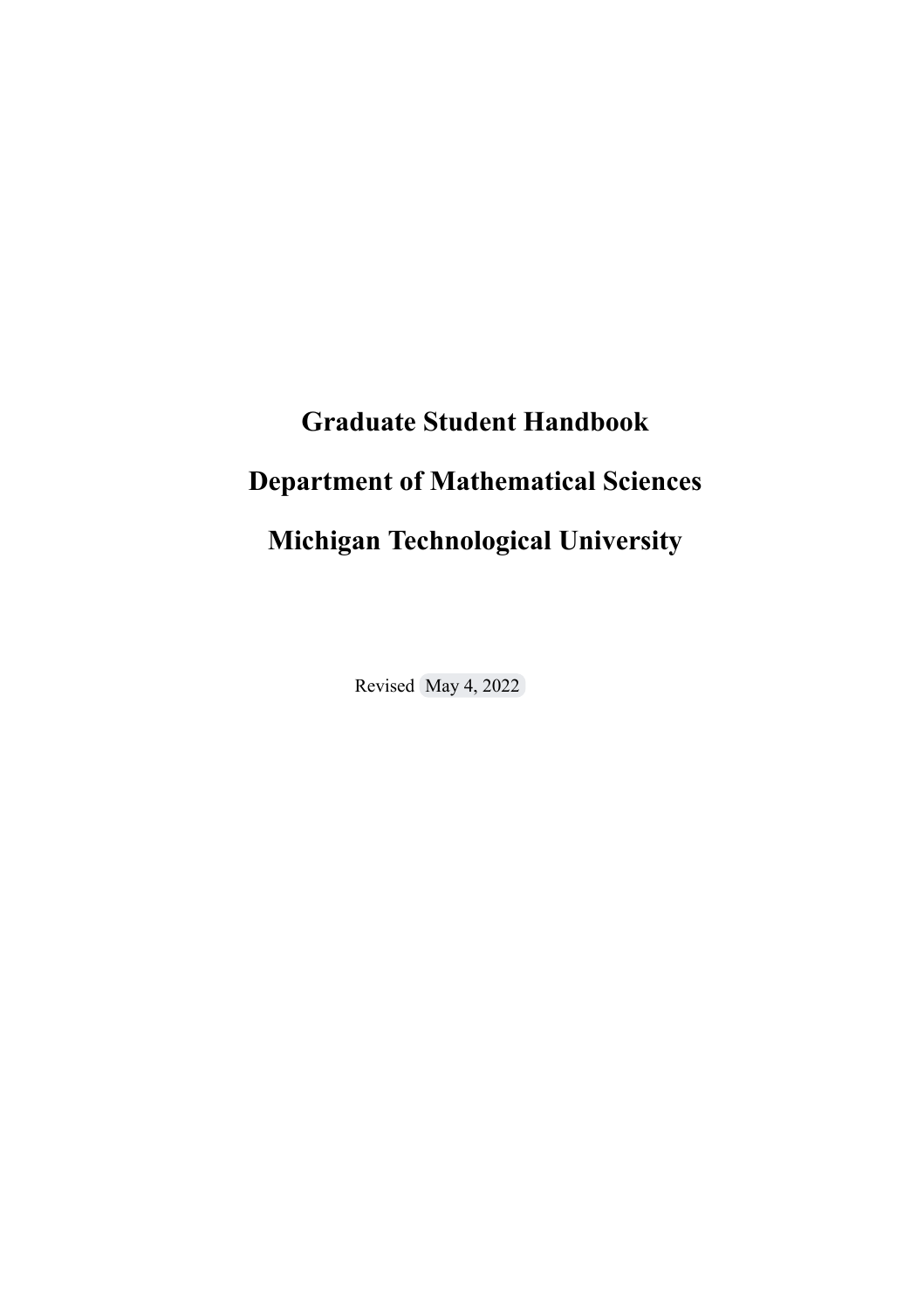# Graduate Student Handbook

# Department of Mathematical Sciences

# Michigan Technological University

Revised May 4, 2022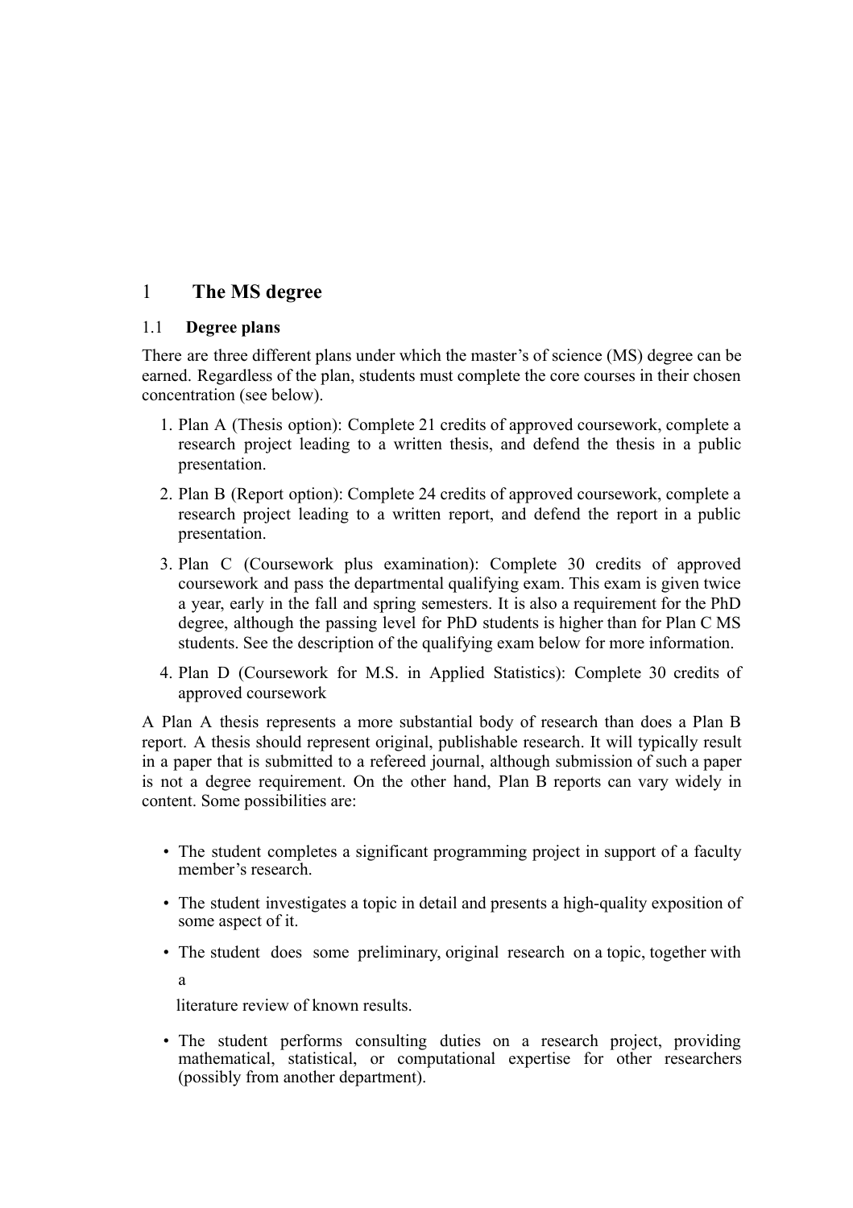# 1 The MS degree

## 1.1 Degree plans

There are three different plans under which the master's of science (MS) degree can be earned. Regardless of the plan, students must complete the core courses in their chosen concentration (see below).

1. Plan A (Thesis option): Complete 21 credits of approved coursework, complete a research project leading to a written thesis, and defend the thesis in a public presentation.
2. Plan B (Report option): Complete 24 credits of approved coursework, complete a research project leading to a written report, and defend the report in a public presentation.
3. Plan C (Coursework plus examination): Complete 30 credits of approved coursework and pass the departmental qualifying exam. This exam is given twice a year, early in the fall and spring semesters. It is also a requirement for the PhD degree, although the passing level for PhD students is higher than for Plan C MS students. See the description of the qualifying exam below for more information.
4. Plan D (Coursework for M.S. in Applied Statistics): Complete 30 credits of approved coursework

A Plan A thesis represents a more substantial body of research than does a Plan B report. A thesis should represent original, publishable research. It will typically result in a paper that is submitted to a refereed journal, although submission of such a paper is not a degree requirement. On the other hand, Plan B reports can vary widely in content. Some possibilities are:

- The student completes a significant programming project in support of a faculty member's research.
- The student investigates a topic in detail and presents a high-quality exposition of some aspect of it.
- The student does some preliminary, original research on a topic, together with a literature review of known results.
- The student performs consulting duties on a research project, providing mathematical, statistical, or computational expertise for other researchers (possibly from another department).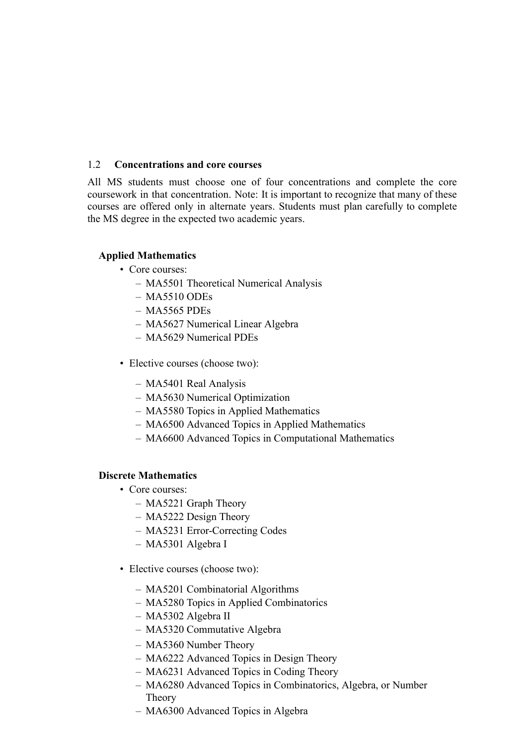### 1.2 Concentrations and core courses

All MS students must choose one of four concentrations and complete the core coursework in that concentration. Note: It is important to recognize that many of these courses are offered only in alternate years. Students must plan carefully to complete the MS degree in the expected two academic years.

**Applied Mathematics**

- Core courses:
  - MA5501 Theoretical Numerical Analysis
  - MA5510 ODEs
  - MA5565 PDEs
  - MA5627 Numerical Linear Algebra
  - MA5629 Numerical PDEs
- Elective courses (choose two):
  - MA5401 Real Analysis
  - MA5630 Numerical Optimization
  - MA5580 Topics in Applied Mathematics
  - MA6500 Advanced Topics in Applied Mathematics
  - MA6600 Advanced Topics in Computational Mathematics

**Discrete Mathematics**

- Core courses:
  - MA5221 Graph Theory
  - MA5222 Design Theory
  - MA5231 Error-Correcting Codes
  - MA5301 Algebra I
- Elective courses (choose two):
  - MA5201 Combinatorial Algorithms
  - MA5280 Topics in Applied Combinatorics
  - MA5302 Algebra II
  - MA5320 Commutative Algebra
  - MA5360 Number Theory
  - MA6222 Advanced Topics in Design Theory
  - MA6231 Advanced Topics in Coding Theory
  - MA6280 Advanced Topics in Combinatorics, Algebra, or Number Theory
  - MA6300 Advanced Topics in Algebra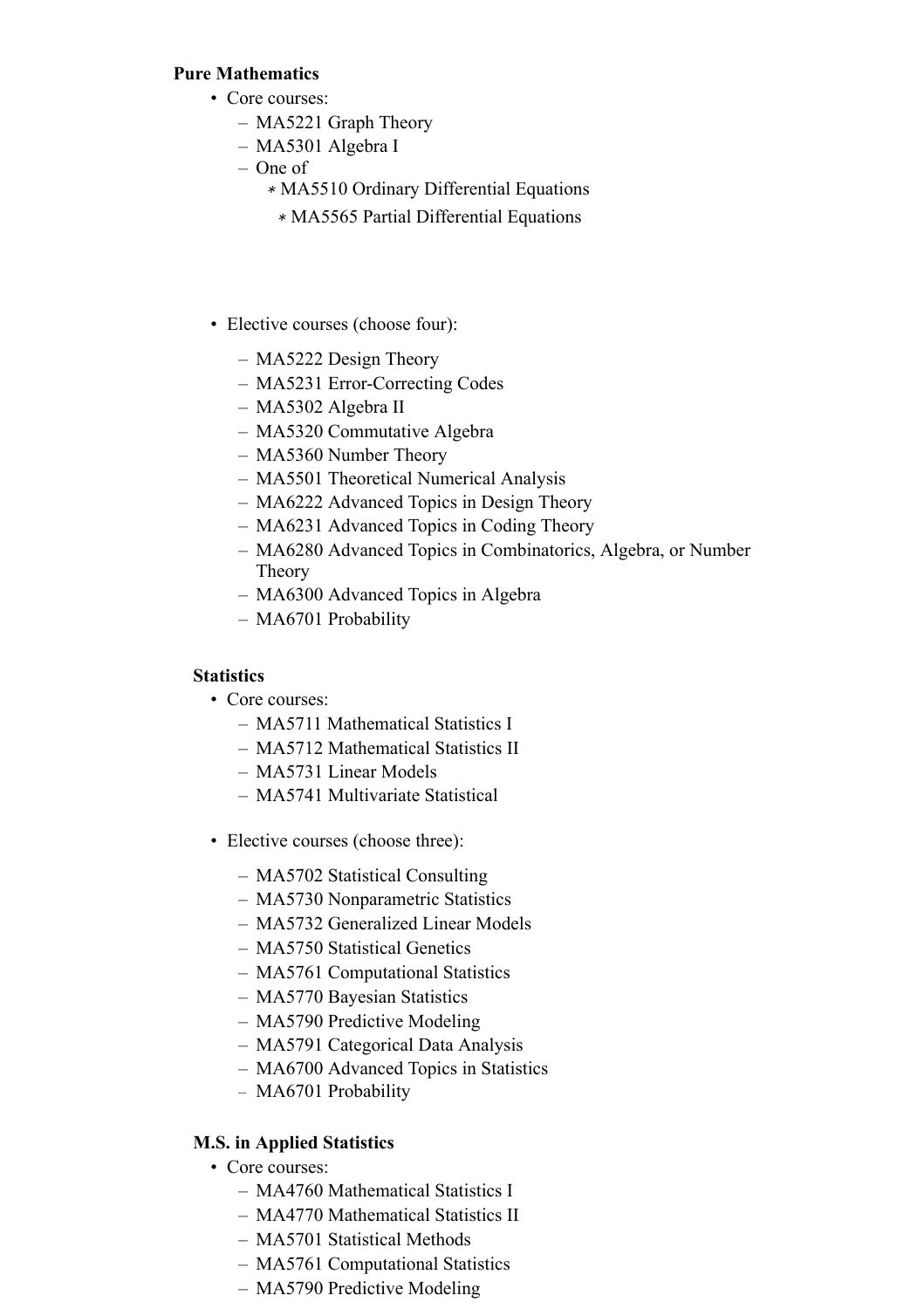**Pure Mathematics**

- Core courses:
  - MA5221 Graph Theory
  - MA5301 Algebra I
  - One of
    - MA5510 Ordinary Differential Equations
    - MA5565 Partial Differential Equations
- Elective courses (choose four):
  - MA5222 Design Theory
  - MA5231 Error-Correcting Codes
  - MA5302 Algebra II
  - MA5320 Commutative Algebra
  - MA5360 Number Theory
  - MA5501 Theoretical Numerical Analysis
  - MA6222 Advanced Topics in Design Theory
  - MA6231 Advanced Topics in Coding Theory
  - MA6280 Advanced Topics in Combinatorics, Algebra, or Number Theory
  - MA6300 Advanced Topics in Algebra
  - MA6701 Probability

**Statistics**

- Core courses:
  - MA5711 Mathematical Statistics I
  - MA5712 Mathematical Statistics II
  - MA5731 Linear Models
  - MA5741 Multivariate Statistical
- Elective courses (choose three):
  - MA5702 Statistical Consulting
  - MA5730 Nonparametric Statistics
  - MA5732 Generalized Linear Models
  - MA5750 Statistical Genetics
  - MA5761 Computational Statistics
  - MA5770 Bayesian Statistics
  - MA5790 Predictive Modeling
  - MA5791 Categorical Data Analysis
  - MA6700 Advanced Topics in Statistics
  - MA6701 Probability

**M.S. in Applied Statistics**

- Core courses:
  - MA4760 Mathematical Statistics I
  - MA4770 Mathematical Statistics II
  - MA5701 Statistical Methods
  - MA5761 Computational Statistics
  - MA5790 Predictive Modeling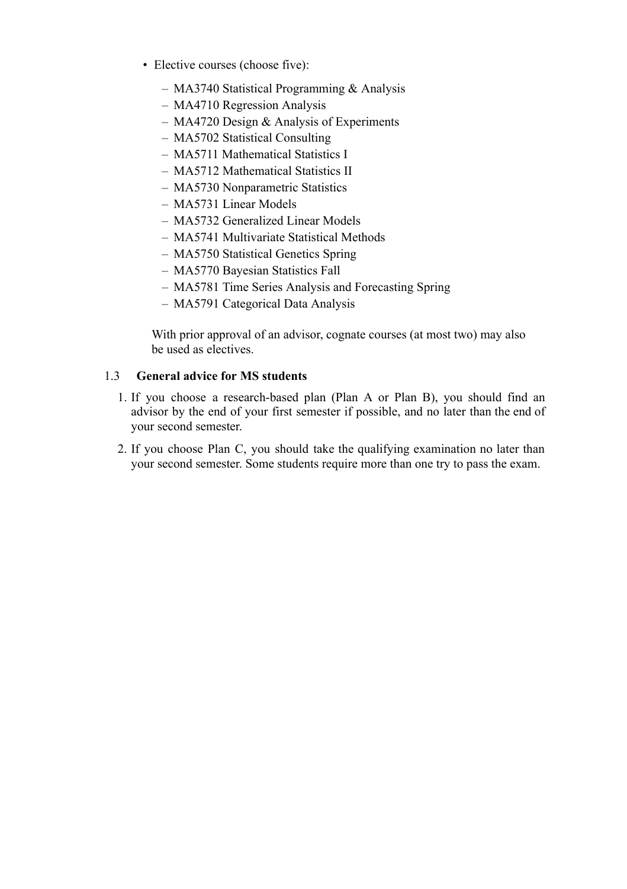- Elective courses (choose five):
  - MA3740 Statistical Programming & Analysis
  - MA4710 Regression Analysis
  - MA4720 Design & Analysis of Experiments
  - MA5702 Statistical Consulting
  - MA5711 Mathematical Statistics I
  - MA5712 Mathematical Statistics II
  - MA5730 Nonparametric Statistics
  - MA5731 Linear Models
  - MA5732 Generalized Linear Models
  - MA5741 Multivariate Statistical Methods
  - MA5750 Statistical Genetics Spring
  - MA5770 Bayesian Statistics Fall
  - MA5781 Time Series Analysis and Forecasting Spring
  - MA5791 Categorical Data Analysis

  With prior approval of an advisor, cognate courses (at most two) may also be used as electives.

### 1.3 General advice for MS students

1. If you choose a research-based plan (Plan A or Plan B), you should find an advisor by the end of your first semester if possible, and no later than the end of your second semester.
2. If you choose Plan C, you should take the qualifying examination no later than your second semester. Some students require more than one try to pass the exam.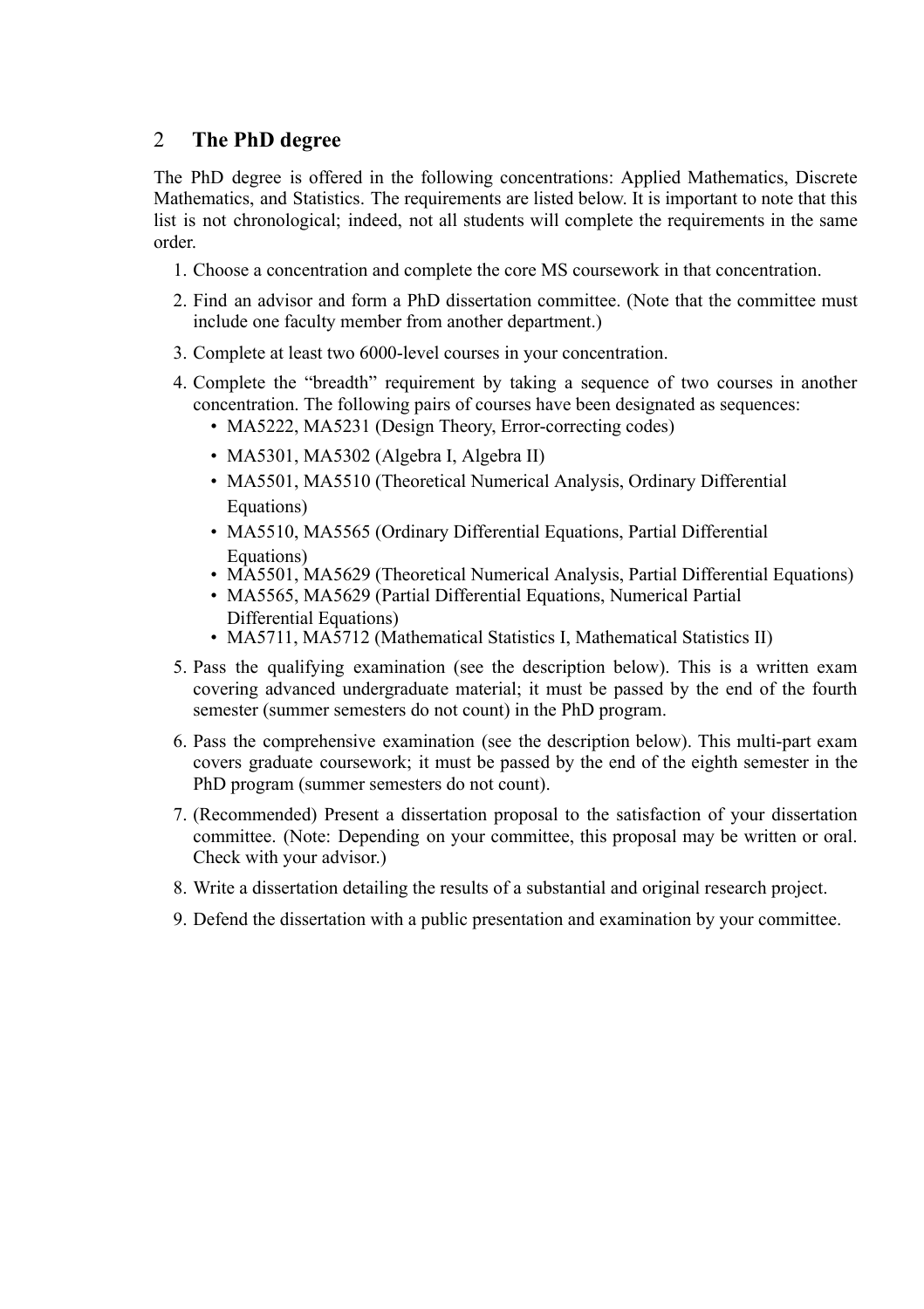## 2 The PhD degree

The PhD degree is offered in the following concentrations: Applied Mathematics, Discrete Mathematics, and Statistics. The requirements are listed below. It is important to note that this list is not chronological; indeed, not all students will complete the requirements in the same order.

1. Choose a concentration and complete the core MS coursework in that concentration.
2. Find an advisor and form a PhD dissertation committee. (Note that the committee must include one faculty member from another department.)
3. Complete at least two 6000-level courses in your concentration.
4. Complete the "breadth" requirement by taking a sequence of two courses in another concentration. The following pairs of courses have been designated as sequences:
   - MA5222, MA5231 (Design Theory, Error-correcting codes)
   - MA5301, MA5302 (Algebra I, Algebra II)
   - MA5501, MA5510 (Theoretical Numerical Analysis, Ordinary Differential Equations)
   - MA5510, MA5565 (Ordinary Differential Equations, Partial Differential Equations)
   - MA5501, MA5629 (Theoretical Numerical Analysis, Partial Differential Equations)
   - MA5565, MA5629 (Partial Differential Equations, Numerical Partial Differential Equations)
   - MA5711, MA5712 (Mathematical Statistics I, Mathematical Statistics II)
5. Pass the qualifying examination (see the description below). This is a written exam covering advanced undergraduate material; it must be passed by the end of the fourth semester (summer semesters do not count) in the PhD program.
6. Pass the comprehensive examination (see the description below). This multi-part exam covers graduate coursework; it must be passed by the end of the eighth semester in the PhD program (summer semesters do not count).
7. (Recommended) Present a dissertation proposal to the satisfaction of your dissertation committee. (Note: Depending on your committee, this proposal may be written or oral. Check with your advisor.)
8. Write a dissertation detailing the results of a substantial and original research project.
9. Defend the dissertation with a public presentation and examination by your committee.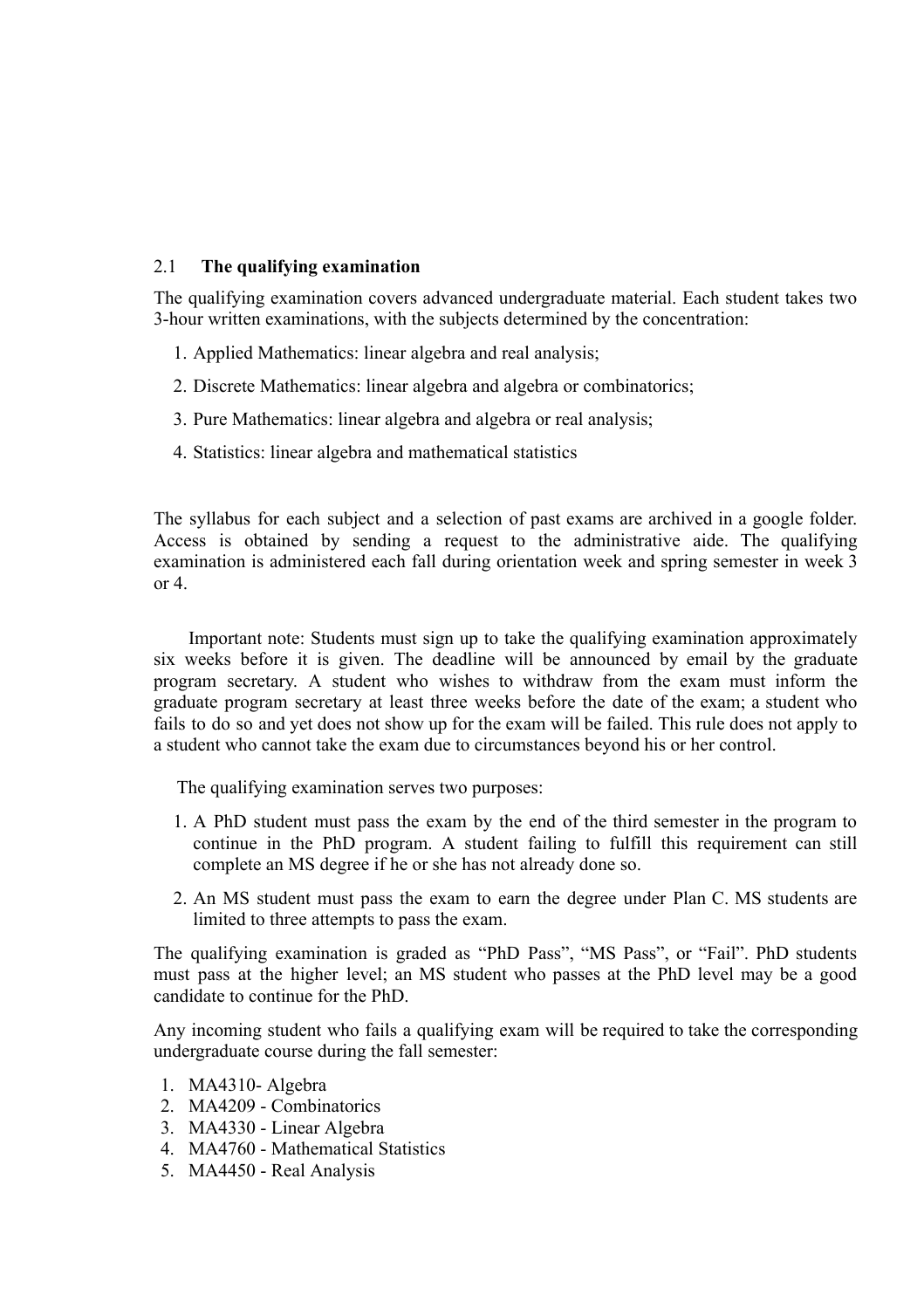## 2.1 The qualifying examination

The qualifying examination covers advanced undergraduate material. Each student takes two 3-hour written examinations, with the subjects determined by the concentration:

1. Applied Mathematics: linear algebra and real analysis;
2. Discrete Mathematics: linear algebra and algebra or combinatorics;
3. Pure Mathematics: linear algebra and algebra or real analysis;
4. Statistics: linear algebra and mathematical statistics

The syllabus for each subject and a selection of past exams are archived in a google folder. Access is obtained by sending a request to the administrative aide. The qualifying examination is administered each fall during orientation week and spring semester in week 3 or 4.

Important note: Students must sign up to take the qualifying examination approximately six weeks before it is given. The deadline will be announced by email by the graduate program secretary. A student who wishes to withdraw from the exam must inform the graduate program secretary at least three weeks before the date of the exam; a student who fails to do so and yet does not show up for the exam will be failed. This rule does not apply to a student who cannot take the exam due to circumstances beyond his or her control.

The qualifying examination serves two purposes:

1. A PhD student must pass the exam by the end of the third semester in the program to continue in the PhD program. A student failing to fulfill this requirement can still complete an MS degree if he or she has not already done so.
2. An MS student must pass the exam to earn the degree under Plan C. MS students are limited to three attempts to pass the exam.

The qualifying examination is graded as "PhD Pass", "MS Pass", or "Fail". PhD students must pass at the higher level; an MS student who passes at the PhD level may be a good candidate to continue for the PhD.

Any incoming student who fails a qualifying exam will be required to take the corresponding undergraduate course during the fall semester:

1. MA4310- Algebra
2. MA4209 - Combinatorics
3. MA4330 - Linear Algebra
4. MA4760 - Mathematical Statistics
5. MA4450 - Real Analysis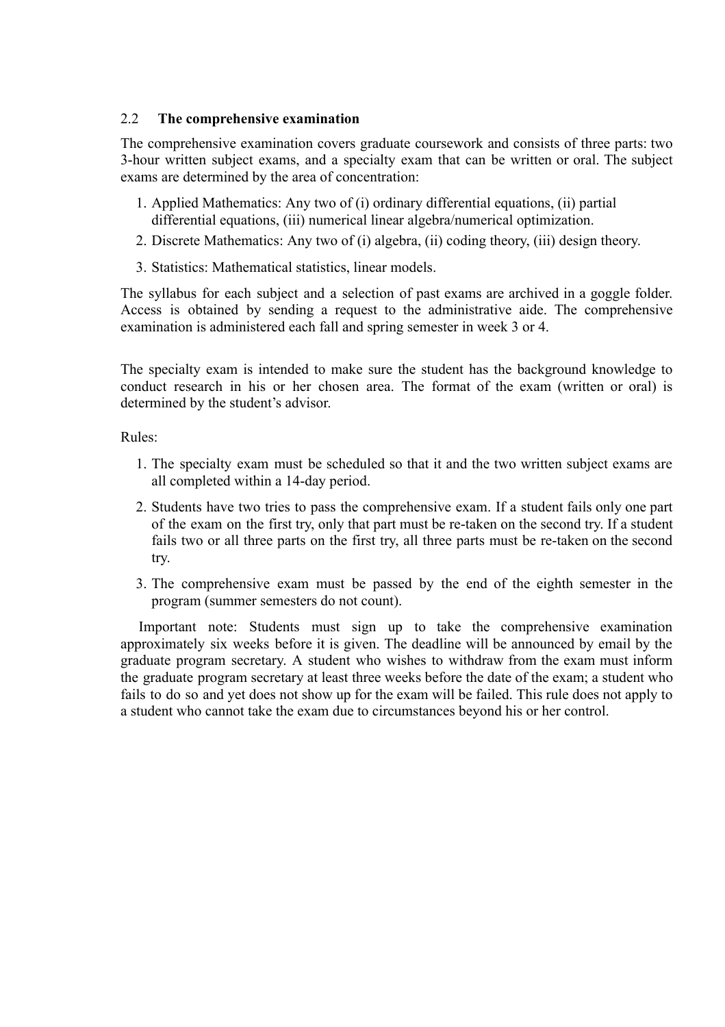## 2.2 The comprehensive examination

The comprehensive examination covers graduate coursework and consists of three parts: two 3-hour written subject exams, and a specialty exam that can be written or oral. The subject exams are determined by the area of concentration:

1. Applied Mathematics: Any two of (i) ordinary differential equations, (ii) partial differential equations, (iii) numerical linear algebra/numerical optimization.
2. Discrete Mathematics: Any two of (i) algebra, (ii) coding theory, (iii) design theory.
3. Statistics: Mathematical statistics, linear models.

The syllabus for each subject and a selection of past exams are archived in a goggle folder. Access is obtained by sending a request to the administrative aide. The comprehensive examination is administered each fall and spring semester in week 3 or 4.

The specialty exam is intended to make sure the student has the background knowledge to conduct research in his or her chosen area. The format of the exam (written or oral) is determined by the student's advisor.

Rules:

1. The specialty exam must be scheduled so that it and the two written subject exams are all completed within a 14-day period.
2. Students have two tries to pass the comprehensive exam. If a student fails only one part of the exam on the first try, only that part must be re-taken on the second try. If a student fails two or all three parts on the first try, all three parts must be re-taken on the second try.
3. The comprehensive exam must be passed by the end of the eighth semester in the program (summer semesters do not count).

Important note: Students must sign up to take the comprehensive examination approximately six weeks before it is given. The deadline will be announced by email by the graduate program secretary. A student who wishes to withdraw from the exam must inform the graduate program secretary at least three weeks before the date of the exam; a student who fails to do so and yet does not show up for the exam will be failed. This rule does not apply to a student who cannot take the exam due to circumstances beyond his or her control.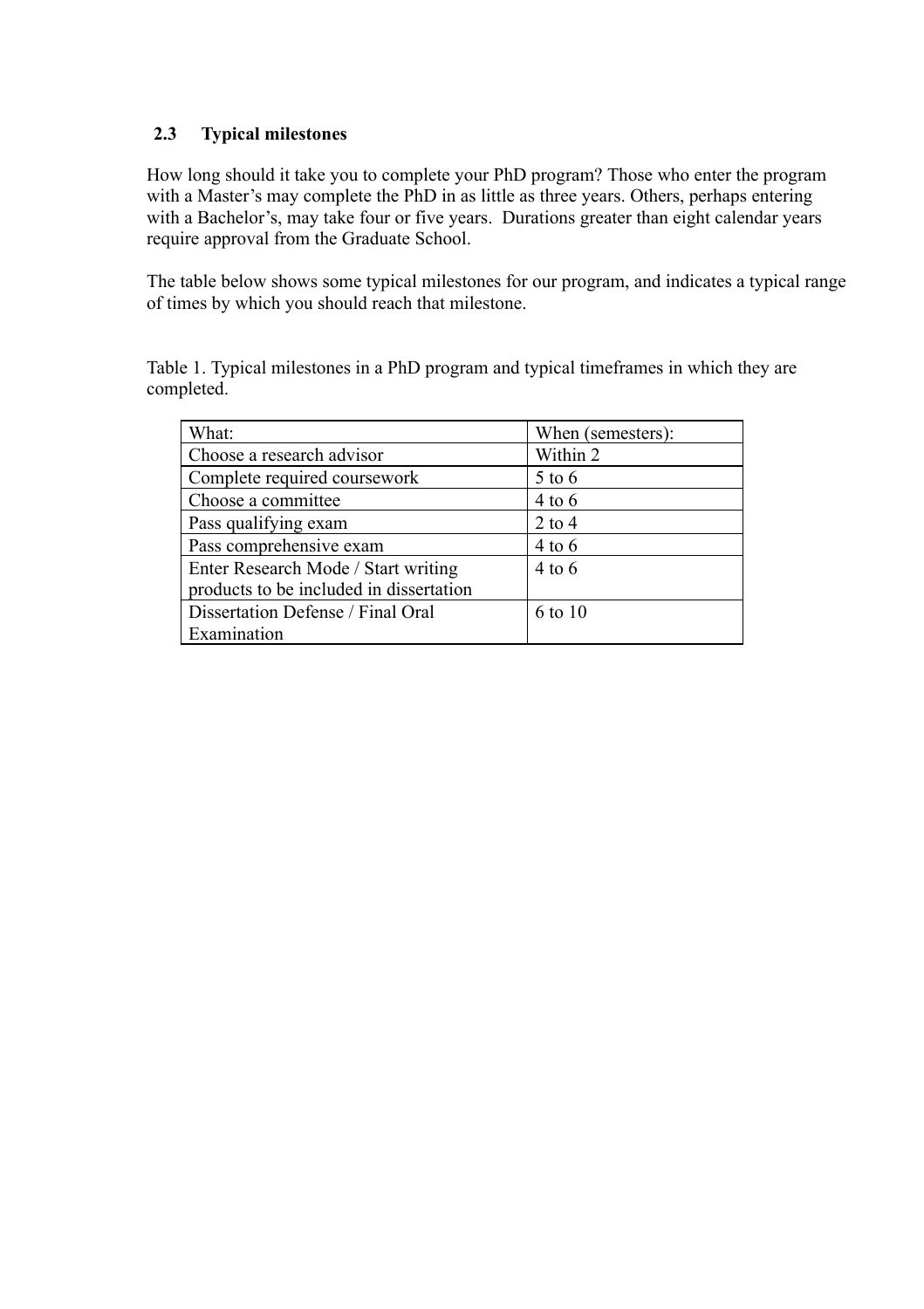### 2.3 Typical milestones

How long should it take you to complete your PhD program? Those who enter the program with a Master's may complete the PhD in as little as three years. Others, perhaps entering with a Bachelor's, may take four or five years. Durations greater than eight calendar years require approval from the Graduate School.

The table below shows some typical milestones for our program, and indicates a typical range of times by which you should reach that milestone.

Table 1. Typical milestones in a PhD program and typical timeframes in which they are completed.

| What: | When (semesters): |
| --- | --- |
| Choose a research advisor | Within 2 |
| Complete required coursework | 5 to 6 |
| Choose a committee | 4 to 6 |
| Pass qualifying exam | 2 to 4 |
| Pass comprehensive exam | 4 to 6 |
| Enter Research Mode / Start writing products to be included in dissertation | 4 to 6 |
| Dissertation Defense / Final Oral Examination | 6 to 10 |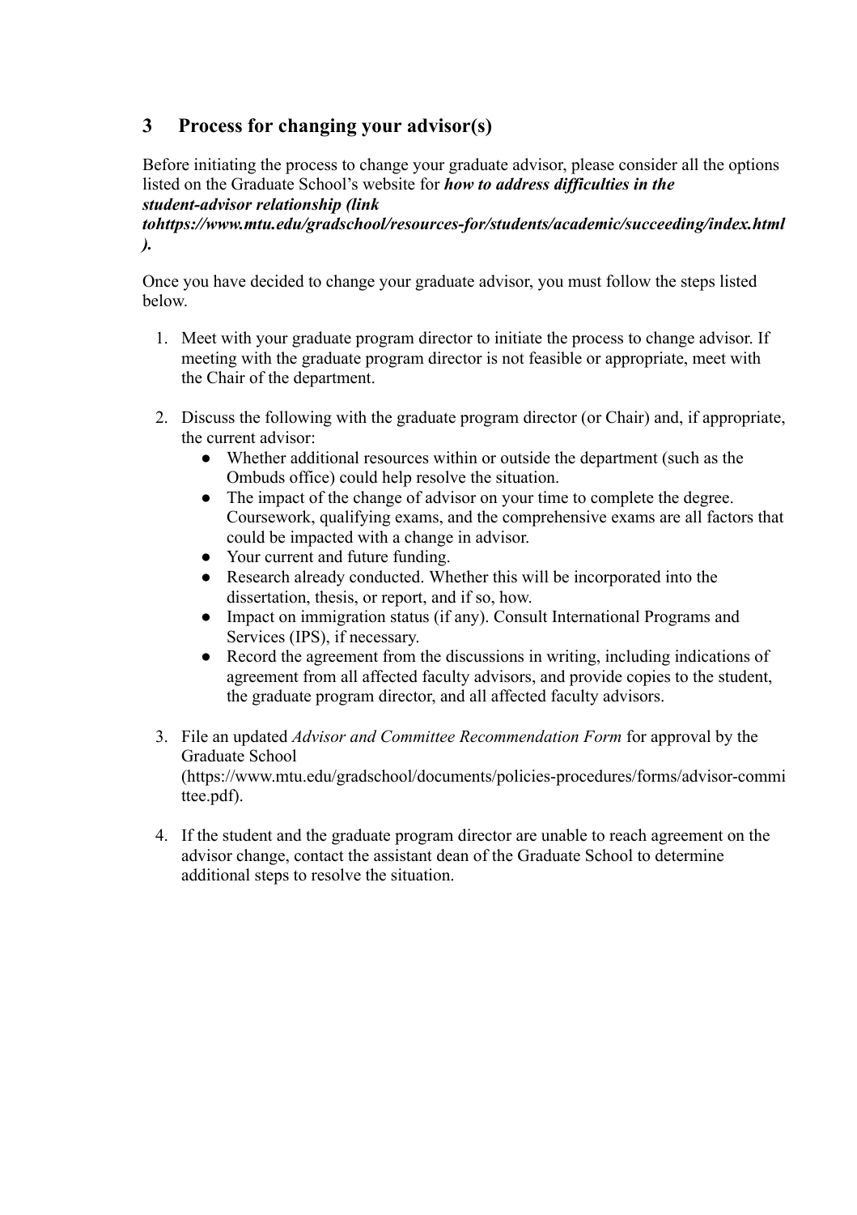## 3 Process for changing your advisor(s)

Before initiating the process to change your graduate advisor, please consider all the options listed on the Graduate School's website for ***how to address difficulties in the student-advisor relationship (link tohttps://www.mtu.edu/gradschool/resources-for/students/academic/succeeding/index.html).***

Once you have decided to change your graduate advisor, you must follow the steps listed below.

1. Meet with your graduate program director to initiate the process to change advisor. If meeting with the graduate program director is not feasible or appropriate, meet with the Chair of the department.

2. Discuss the following with the graduate program director (or Chair) and, if appropriate, the current advisor:
   - Whether additional resources within or outside the department (such as the Ombuds office) could help resolve the situation.
   - The impact of the change of advisor on your time to complete the degree. Coursework, qualifying exams, and the comprehensive exams are all factors that could be impacted with a change in advisor.
   - Your current and future funding.
   - Research already conducted. Whether this will be incorporated into the dissertation, thesis, or report, and if so, how.
   - Impact on immigration status (if any). Consult International Programs and Services (IPS), if necessary.
   - Record the agreement from the discussions in writing, including indications of agreement from all affected faculty advisors, and provide copies to the student, the graduate program director, and all affected faculty advisors.

3. File an updated *Advisor and Committee Recommendation Form* for approval by the Graduate School (https://www.mtu.edu/gradschool/documents/policies-procedures/forms/advisor-committee.pdf).

4. If the student and the graduate program director are unable to reach agreement on the advisor change, contact the assistant dean of the Graduate School to determine additional steps to resolve the situation.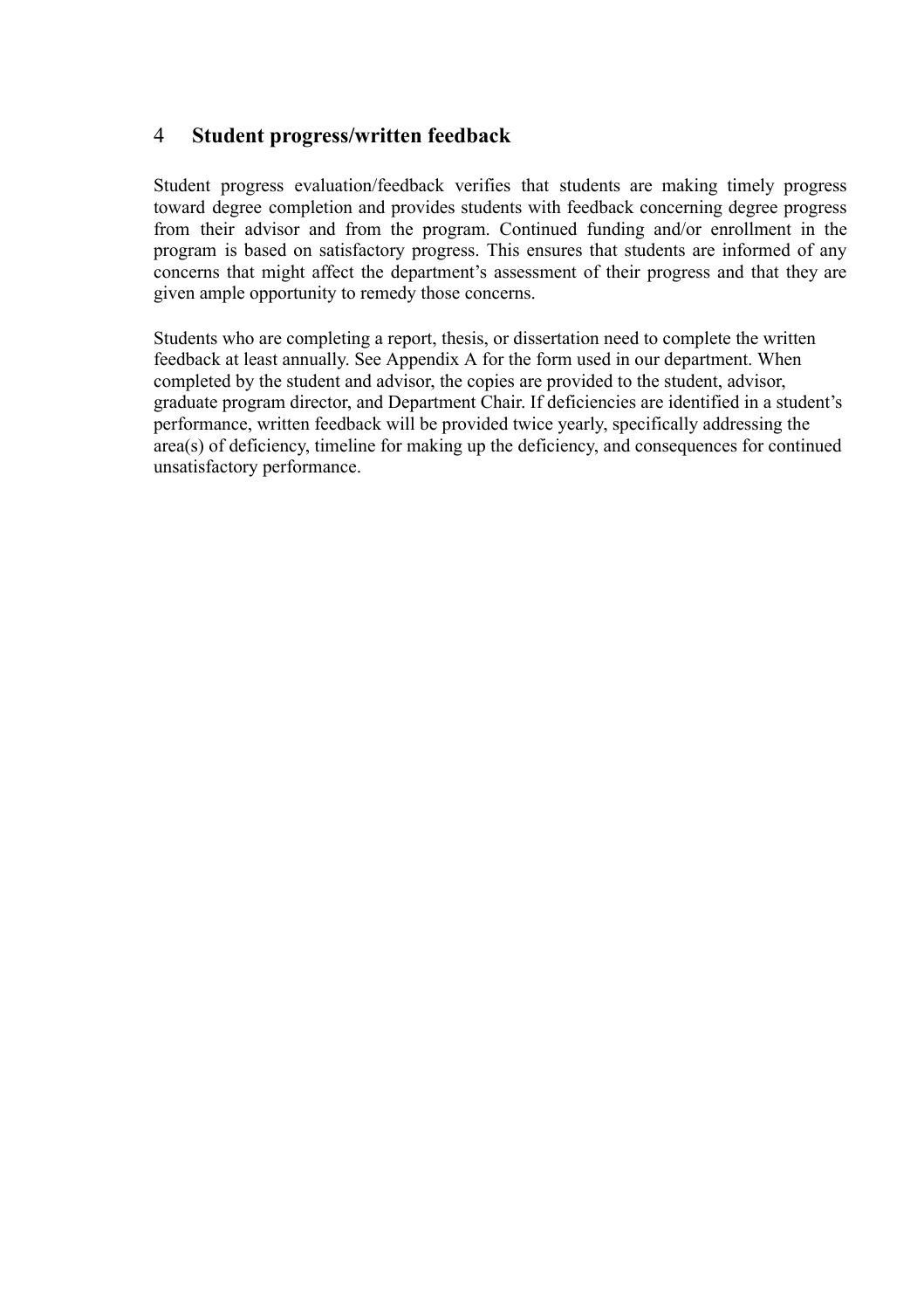## 4 Student progress/written feedback

Student progress evaluation/feedback verifies that students are making timely progress toward degree completion and provides students with feedback concerning degree progress from their advisor and from the program. Continued funding and/or enrollment in the program is based on satisfactory progress. This ensures that students are informed of any concerns that might affect the department's assessment of their progress and that they are given ample opportunity to remedy those concerns.

Students who are completing a report, thesis, or dissertation need to complete the written feedback at least annually. See Appendix A for the form used in our department. When completed by the student and advisor, the copies are provided to the student, advisor, graduate program director, and Department Chair. If deficiencies are identified in a student's performance, written feedback will be provided twice yearly, specifically addressing the area(s) of deficiency, timeline for making up the deficiency, and consequences for continued unsatisfactory performance.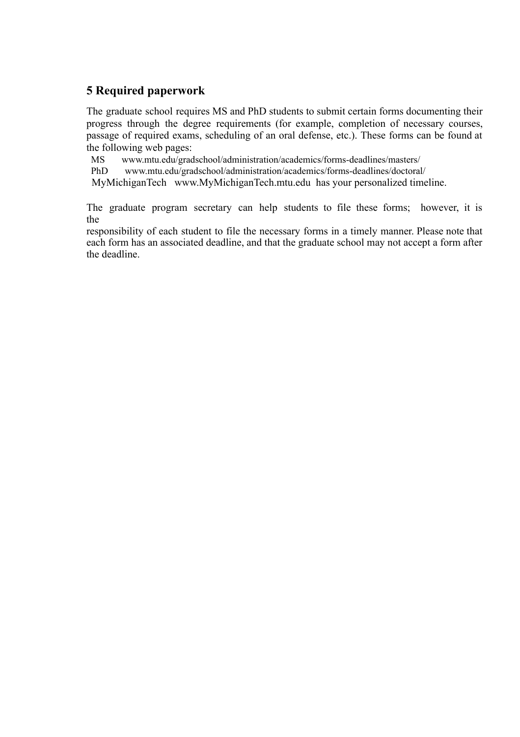## 5 Required paperwork

The graduate school requires MS and PhD students to submit certain forms documenting their progress through the degree requirements (for example, completion of necessary courses, passage of required exams, scheduling of an oral defense, etc.). These forms can be found at the following web pages:

MS www.mtu.edu/gradschool/administration/academics/forms-deadlines/masters/
PhD www.mtu.edu/gradschool/administration/academics/forms-deadlines/doctoral/
MyMichiganTech www.MyMichiganTech.mtu.edu has your personalized timeline.

The graduate program secretary can help students to file these forms; however, it is the responsibility of each student to file the necessary forms in a timely manner. Please note that each form has an associated deadline, and that the graduate school may not accept a form after the deadline.